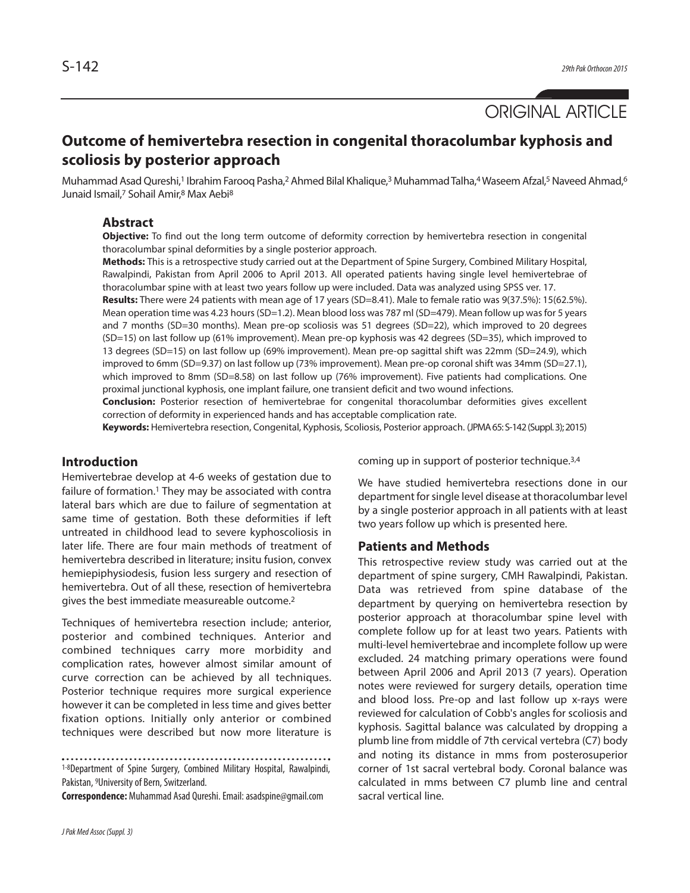ORIGINAL ARTICLE

# Outcome of hemivertebra resection in congenital thoracolumbar kyphosis and scoliosis by posterior approach

Muhammad Asad Qureshi,[1] Ibrahim Farooq Pasha,[2] Ahmed Bilal Khalique,[3] Muhammad Talha,[4] Waseem Afzal,[5] Naveed Ahmad,[6] Junaid Ismail,[7] Sohail Amir,[8] Max Aebi[8]

## Abstract

**Objective:** To find out the long term outcome of deformity correction by hemivertebra resection in congenital thoracolumbar spinal deformities by a single posterior approach.

**Methods:** This is a retrospective study carried out at the Department of Spine Surgery, Combined Military Hospital, Rawalpindi, Pakistan from April 2006 to April 2013. All operated patients having single level hemivertebrae of thoracolumbar spine with at least two years follow up were included. Data was analyzed using SPSS ver. 17.

**Results:** There were 24 patients with mean age of 17 years (SD=8.41). Male to female ratio was 9(37.5%): 15(62.5%). Mean operation time was 4.23 hours (SD=1.2). Mean blood loss was 787 ml (SD=479). Mean follow up was for 5 years and 7 months (SD=30 months). Mean pre-op scoliosis was 51 degrees (SD=22), which improved to 20 degrees (SD=15) on last follow up (61% improvement). Mean pre-op kyphosis was 42 degrees (SD=35), which improved to 13 degrees (SD=15) on last follow up (69% improvement). Mean pre-op sagittal shift was 22mm (SD=24.9), which improved to 6mm (SD=9.37) on last follow up (73% improvement). Mean pre-op coronal shift was 34mm (SD=27.1), which improved to 8mm (SD=8.58) on last follow up (76% improvement). Five patients had complications. One proximal junctional kyphosis, one implant failure, one transient deficit and two wound infections.

**Conclusion:** Posterior resection of hemivertebrae for congenital thoracolumbar deformities gives excellent correction of deformity in experienced hands and has acceptable complication rate.

**Keywords:** Hemivertebra resection, Congenital, Kyphosis, Scoliosis, Posterior approach. (JPMA 65: S-142 (Suppl. 3); 2015)

## Introduction

Hemivertebrae develop at 4-6 weeks of gestation due to failure of formation.[1] They may be associated with contra lateral bars which are due to failure of segmentation at same time of gestation. Both these deformities if left untreated in childhood lead to severe kyphoscoliosis in later life. There are four main methods of treatment of hemivertebra described in literature; insitu fusion, convex hemiepiphysiodesis, fusion less surgery and resection of hemivertebra. Out of all these, resection of hemivertebra gives the best immediate measureable outcome.[2]

Techniques of hemivertebra resection include; anterior, posterior and combined techniques. Anterior and combined techniques carry more morbidity and complication rates, however almost similar amount of curve correction can be achieved by all techniques. Posterior technique requires more surgical experience however it can be completed in less time and gives better fixation options. Initially only anterior or combined techniques were described but now more literature is coming up in support of posterior technique.[3,4]

We have studied hemivertebra resections done in our department for single level disease at thoracolumbar level by a single posterior approach in all patients with at least two years follow up which is presented here.

## Patients and Methods

This retrospective review study was carried out at the department of spine surgery, CMH Rawalpindi, Pakistan. Data was retrieved from spine database of the department by querying on hemivertebra resection by posterior approach at thoracolumbar spine level with complete follow up for at least two years. Patients with multi-level hemivertebrae and incomplete follow up were excluded. 24 matching primary operations were found between April 2006 and April 2013 (7 years). Operation notes were reviewed for surgery details, operation time and blood loss. Pre-op and last follow up x-rays were reviewed for calculation of Cobb's angles for scoliosis and kyphosis. Sagittal balance was calculated by dropping a plumb line from middle of 7th cervical vertebra (C7) body and noting its distance in mms from posterosuperior corner of 1st sacral vertebral body. Coronal balance was calculated in mms between C7 plumb line and central sacral vertical line.

[1-8]Department of Spine Surgery, Combined Military Hospital, Rawalpindi, Pakistan, [9]University of Bern, Switzerland.

**Correspondence:** Muhammad Asad Qureshi. Email: asadspine@gmail.com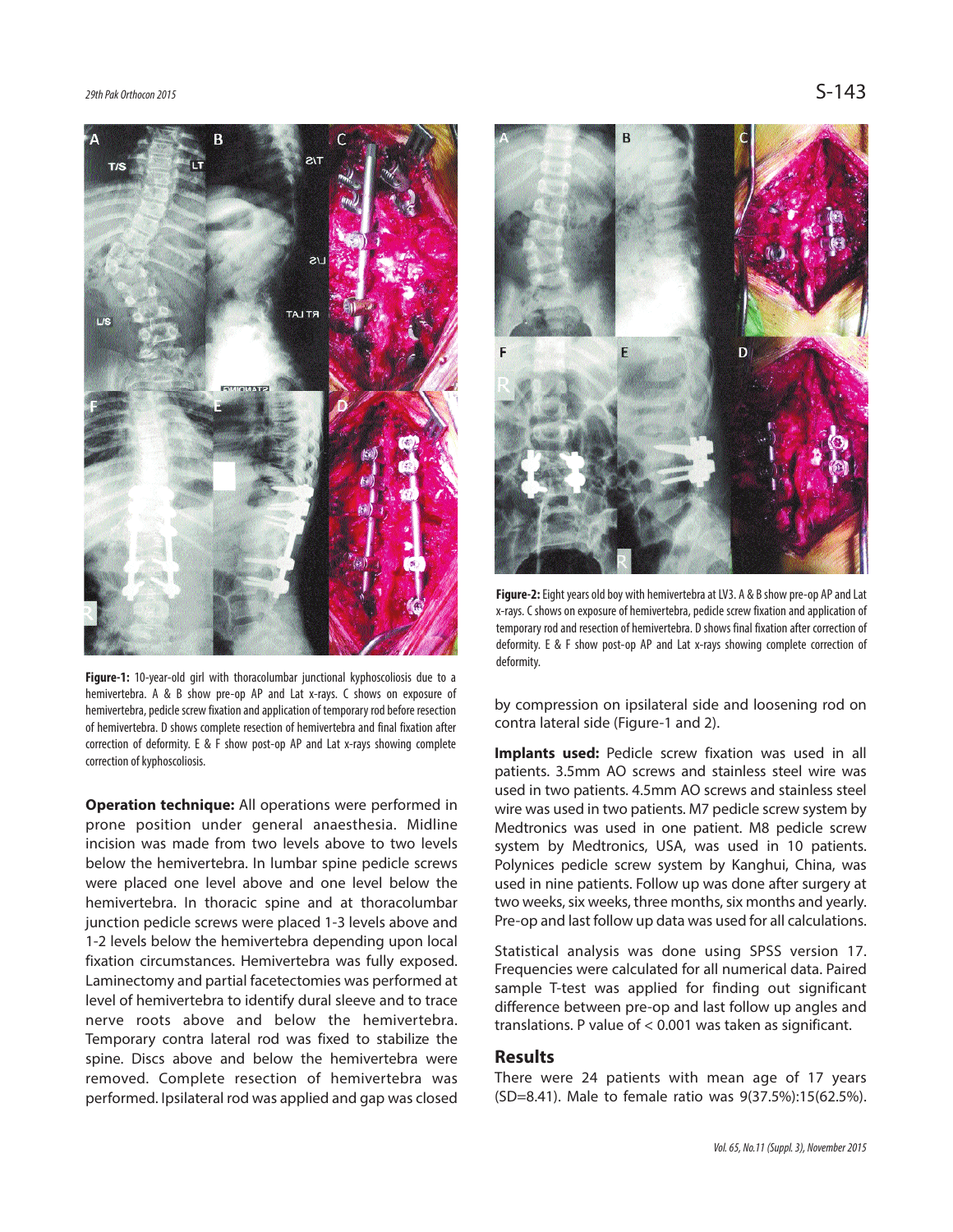**Figure-1:** 10-year-old girl with thoracolumbar junctional kyphoscoliosis due to a hemivertebra. A & B show pre-op AP and Lat x-rays. C shows on exposure of hemivertebra, pedicle screw fixation and application of temporary rod before resection of hemivertebra. D shows complete resection of hemivertebra and final fixation after correction of deformity. E & F show post-op AP and Lat x-rays showing complete correction of kyphoscoliosis.

**Figure-2:** Eight years old boy with hemivertebra at LV3. A & B show pre-op AP and Lat x-rays. C shows on exposure of hemivertebra, pedicle screw fixation and application of temporary rod and resection of hemivertebra. D shows final fixation after correction of deformity. E & F show post-op AP and Lat x-rays showing complete correction of deformity.

**Operation technique:** All operations were performed in prone position under general anaesthesia. Midline incision was made from two levels above to two levels below the hemivertebra. In lumbar spine pedicle screws were placed one level above and one level below the hemivertebra. In thoracic spine and at thoracolumbar junction pedicle screws were placed 1-3 levels above and 1-2 levels below the hemivertebra depending upon local fixation circumstances. Hemivertebra was fully exposed. Laminectomy and partial facetectomies was performed at level of hemivertebra to identify dural sleeve and to trace nerve roots above and below the hemivertebra. Temporary contra lateral rod was fixed to stabilize the spine. Discs above and below the hemivertebra were removed. Complete resection of hemivertebra was performed. Ipsilateral rod was applied and gap was closed by compression on ipsilateral side and loosening rod on contra lateral side (Figure-1 and 2).

**Implants used:** Pedicle screw fixation was used in all patients. 3.5mm AO screws and stainless steel wire was used in two patients. 4.5mm AO screws and stainless steel wire was used in two patients. M7 pedicle screw system by Medtronics was used in one patient. M8 pedicle screw system by Medtronics, USA, was used in 10 patients. Polynices pedicle screw system by Kanghui, China, was used in nine patients. Follow up was done after surgery at two weeks, six weeks, three months, six months and yearly. Pre-op and last follow up data was used for all calculations.

Statistical analysis was done using SPSS version 17. Frequencies were calculated for all numerical data. Paired sample T-test was applied for finding out significant difference between pre-op and last follow up angles and translations. P value of $< 0.001$ was taken as significant.

## Results

There were 24 patients with mean age of 17 years (SD=8.41). Male to female ratio was 9(37.5%):15(62.5%).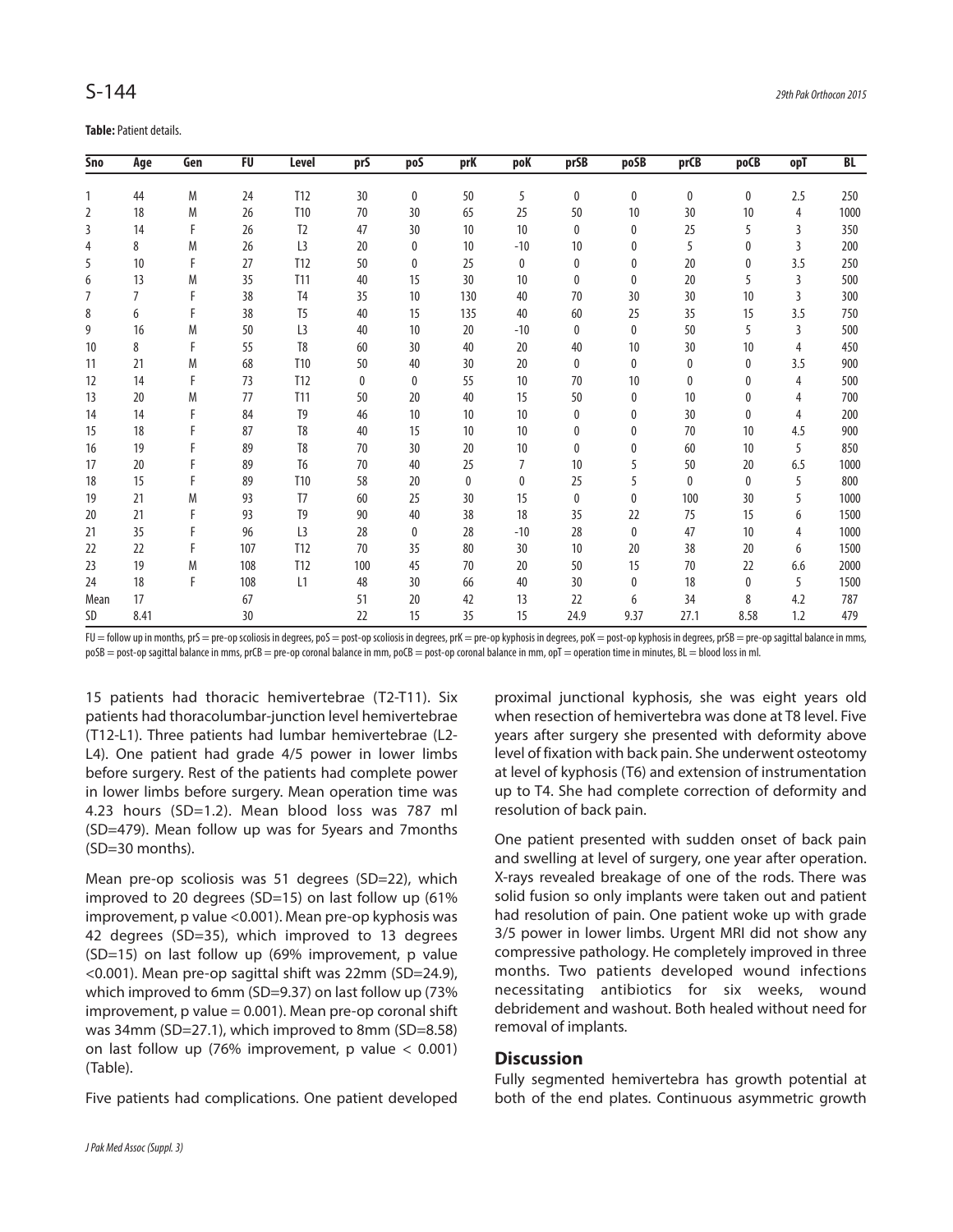**Table:** Patient details.

| Sno | Age | Gen | FU | Level | prS | poS | prK | poK | prSB | poSB | prCB | poCB | opT | BL |
|---|---|---|---|---|---|---|---|---|---|---|---|---|---|---|
| 1 | 44 | M | 24 | T12 | 30 | 0 | 50 | 5 | 0 | 0 | 0 | 0 | 2.5 | 250 |
| 2 | 18 | M | 26 | T10 | 70 | 30 | 65 | 25 | 50 | 10 | 30 | 10 | 4 | 1000 |
| 3 | 14 | F | 26 | T2 | 47 | 30 | 10 | 10 | 0 | 0 | 25 | 5 | 3 | 350 |
| 4 | 8 | M | 26 | L3 | 20 | 0 | 10 | -10 | 10 | 0 | 5 | 0 | 3 | 200 |
| 5 | 10 | F | 27 | T12 | 50 | 0 | 25 | 0 | 0 | 0 | 20 | 0 | 3.5 | 250 |
| 6 | 13 | M | 35 | T11 | 40 | 15 | 30 | 10 | 0 | 0 | 20 | 5 | 3 | 500 |
| 7 | 7 | F | 38 | T4 | 35 | 10 | 130 | 40 | 70 | 30 | 30 | 10 | 3 | 300 |
| 8 | 6 | F | 38 | T5 | 40 | 15 | 135 | 40 | 60 | 25 | 35 | 15 | 3.5 | 750 |
| 9 | 16 | M | 50 | L3 | 40 | 10 | 20 | -10 | 0 | 0 | 50 | 5 | 3 | 500 |
| 10 | 8 | F | 55 | T8 | 60 | 30 | 40 | 20 | 40 | 10 | 30 | 10 | 4 | 450 |
| 11 | 21 | M | 68 | T10 | 50 | 40 | 30 | 20 | 0 | 0 | 0 | 0 | 3.5 | 900 |
| 12 | 14 | F | 73 | T12 | 0 | 0 | 55 | 10 | 70 | 10 | 0 | 0 | 4 | 500 |
| 13 | 20 | M | 77 | T11 | 50 | 20 | 40 | 15 | 50 | 0 | 10 | 0 | 4 | 700 |
| 14 | 14 | F | 84 | T9 | 46 | 10 | 10 | 10 | 0 | 0 | 30 | 0 | 4 | 200 |
| 15 | 18 | F | 87 | T8 | 40 | 15 | 10 | 10 | 0 | 0 | 70 | 10 | 4.5 | 900 |
| 16 | 19 | F | 89 | T8 | 70 | 30 | 20 | 10 | 0 | 0 | 60 | 10 | 5 | 850 |
| 17 | 20 | F | 89 | T6 | 70 | 40 | 25 | 7 | 10 | 5 | 50 | 20 | 6.5 | 1000 |
| 18 | 15 | F | 89 | T10 | 58 | 20 | 0 | 0 | 25 | 5 | 0 | 0 | 5 | 800 |
| 19 | 21 | M | 93 | T7 | 60 | 25 | 30 | 15 | 0 | 0 | 100 | 30 | 5 | 1000 |
| 20 | 21 | F | 93 | T9 | 90 | 40 | 38 | 18 | 35 | 22 | 75 | 15 | 6 | 1500 |
| 21 | 35 | F | 96 | L3 | 28 | 0 | 28 | -10 | 28 | 0 | 47 | 10 | 4 | 1000 |
| 22 | 22 | F | 107 | T12 | 70 | 35 | 80 | 30 | 10 | 20 | 38 | 20 | 6 | 1500 |
| 23 | 19 | M | 108 | T12 | 100 | 45 | 70 | 20 | 50 | 15 | 70 | 22 | 6.6 | 2000 |
| 24 | 18 | F | 108 | L1 | 48 | 30 | 66 | 40 | 30 | 0 | 18 | 0 | 5 | 1500 |
| Mean | 17 | | 67 | | 51 | 20 | 42 | 13 | 22 | 6 | 34 | 8 | 4.2 | 787 |
| SD | 8.41 | | 30 | | 22 | 15 | 35 | 15 | 24.9 | 9.37 | 27.1 | 8.58 | 1.2 | 479 |

FU = follow up in months, prS = pre-op scoliosis in degrees, poS = post-op scoliosis in degrees, prK = pre-op kyphosis in degrees, poK = post-op kyphosis in degrees, prSB = pre-op sagittal balance in mms, poSB = post-op sagittal balance in mms, prCB = pre-op coronal balance in mm, poCB = post-op coronal balance in mm, opT = operation time in minutes, BL = blood loss in ml.

15 patients had thoracic hemivertebrae (T2-T11). Six patients had thoracolumbar-junction level hemivertebrae (T12-L1). Three patients had lumbar hemivertebrae (L2-L4). One patient had grade 4/5 power in lower limbs before surgery. Rest of the patients had complete power in lower limbs before surgery. Mean operation time was 4.23 hours (SD=1.2). Mean blood loss was 787 ml (SD=479). Mean follow up was for 5years and 7months (SD=30 months).

Mean pre-op scoliosis was 51 degrees (SD=22), which improved to 20 degrees (SD=15) on last follow up (61% improvement, p value <0.001). Mean pre-op kyphosis was 42 degrees (SD=35), which improved to 13 degrees (SD=15) on last follow up (69% improvement, p value <0.001). Mean pre-op sagittal shift was 22mm (SD=24.9), which improved to 6mm (SD=9.37) on last follow up (73% improvement, p value = 0.001). Mean pre-op coronal shift was 34mm (SD=27.1), which improved to 8mm (SD=8.58) on last follow up (76% improvement, p value < 0.001) (Table).

Five patients had complications. One patient developed proximal junctional kyphosis, she was eight years old when resection of hemivertebra was done at T8 level. Five years after surgery she presented with deformity above level of fixation with back pain. She underwent osteotomy at level of kyphosis (T6) and extension of instrumentation up to T4. She had complete correction of deformity and resolution of back pain.

One patient presented with sudden onset of back pain and swelling at level of surgery, one year after operation. X-rays revealed breakage of one of the rods. There was solid fusion so only implants were taken out and patient had resolution of pain. One patient woke up with grade 3/5 power in lower limbs. Urgent MRI did not show any compressive pathology. He completely improved in three months. Two patients developed wound infections necessitating antibiotics for six weeks, wound debridement and washout. Both healed without need for removal of implants.

## Discussion

Fully segmented hemivertebra has growth potential at both of the end plates. Continuous asymmetric growth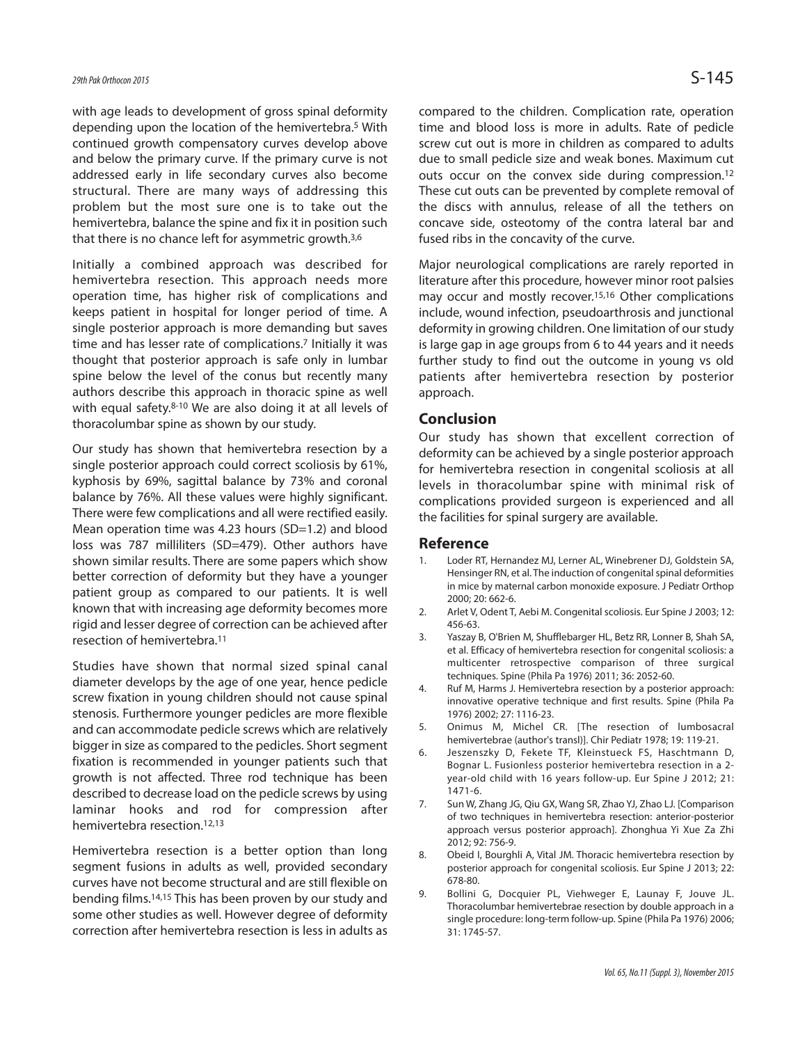with age leads to development of gross spinal deformity depending upon the location of the hemivertebra.[5] With continued growth compensatory curves develop above and below the primary curve. If the primary curve is not addressed early in life secondary curves also become structural. There are many ways of addressing this problem but the most sure one is to take out the hemivertebra, balance the spine and fix it in position such that there is no chance left for asymmetric growth.[3,6]

Initially a combined approach was described for hemivertebra resection. This approach needs more operation time, has higher risk of complications and keeps patient in hospital for longer period of time. A single posterior approach is more demanding but saves time and has lesser rate of complications.[7] Initially it was thought that posterior approach is safe only in lumbar spine below the level of the conus but recently many authors describe this approach in thoracic spine as well with equal safety.[8-10] We are also doing it at all levels of thoracolumbar spine as shown by our study.

Our study has shown that hemivertebra resection by a single posterior approach could correct scoliosis by 61%, kyphosis by 69%, sagittal balance by 73% and coronal balance by 76%. All these values were highly significant. There were few complications and all were rectified easily. Mean operation time was 4.23 hours (SD=1.2) and blood loss was 787 milliliters (SD=479). Other authors have shown similar results. There are some papers which show better correction of deformity but they have a younger patient group as compared to our patients. It is well known that with increasing age deformity becomes more rigid and lesser degree of correction can be achieved after resection of hemivertebra.[11]

Studies have shown that normal sized spinal canal diameter develops by the age of one year, hence pedicle screw fixation in young children should not cause spinal stenosis. Furthermore younger pedicles are more flexible and can accommodate pedicle screws which are relatively bigger in size as compared to the pedicles. Short segment fixation is recommended in younger patients such that growth is not affected. Three rod technique has been described to decrease load on the pedicle screws by using laminar hooks and rod for compression after hemivertebra resection.[12,13]

Hemivertebra resection is a better option than long segment fusions in adults as well, provided secondary curves have not become structural and are still flexible on bending films.[14,15] This has been proven by our study and some other studies as well. However degree of deformity correction after hemivertebra resection is less in adults as compared to the children. Complication rate, operation time and blood loss is more in adults. Rate of pedicle screw cut out is more in children as compared to adults due to small pedicle size and weak bones. Maximum cut outs occur on the convex side during compression.[12] These cut outs can be prevented by complete removal of the discs with annulus, release of all the tethers on concave side, osteotomy of the contra lateral bar and fused ribs in the concavity of the curve.

Major neurological complications are rarely reported in literature after this procedure, however minor root palsies may occur and mostly recover.[15,16] Other complications include, wound infection, pseudoarthrosis and junctional deformity in growing children. One limitation of our study is large gap in age groups from 6 to 44 years and it needs further study to find out the outcome in young vs old patients after hemivertebra resection by posterior approach.

## Conclusion

Our study has shown that excellent correction of deformity can be achieved by a single posterior approach for hemivertebra resection in congenital scoliosis at all levels in thoracolumbar spine with minimal risk of complications provided surgeon is experienced and all the facilities for spinal surgery are available.

## Reference

1. Loder RT, Hernandez MJ, Lerner AL, Winebrener DJ, Goldstein SA, Hensinger RN, et al. The induction of congenital spinal deformities in mice by maternal carbon monoxide exposure. J Pediatr Orthop 2000; 20: 662-6.
2. Arlet V, Odent T, Aebi M. Congenital scoliosis. Eur Spine J 2003; 12: 456-63.
3. Yaszay B, O'Brien M, Shufflebarger HL, Betz RR, Lonner B, Shah SA, et al. Efficacy of hemivertebra resection for congenital scoliosis: a multicenter retrospective comparison of three surgical techniques. Spine (Phila Pa 1976) 2011; 36: 2052-60.
4. Ruf M, Harms J. Hemivertebra resection by a posterior approach: innovative operative technique and first results. Spine (Phila Pa 1976) 2002; 27: 1116-23.
5. Onimus M, Michel CR. [The resection of lumbosacral hemivertebrae (author's transl)]. Chir Pediatr 1978; 19: 119-21.
6. Jeszenszky D, Fekete TF, Kleinstueck FS, Haschtmann D, Bognar L. Fusionless posterior hemivertebra resection in a 2-year-old child with 16 years follow-up. Eur Spine J 2012; 21: 1471-6.
7. Sun W, Zhang JG, Qiu GX, Wang SR, Zhao YJ, Zhao LJ. [Comparison of two techniques in hemivertebra resection: anterior-posterior approach versus posterior approach]. Zhonghua Yi Xue Za Zhi 2012; 92: 756-9.
8. Obeid I, Bourghli A, Vital JM. Thoracic hemivertebra resection by posterior approach for congenital scoliosis. Eur Spine J 2013; 22: 678-80.
9. Bollini G, Docquier PL, Viehweger E, Launay F, Jouve JL. Thoracolumbar hemivertebrae resection by double approach in a single procedure: long-term follow-up. Spine (Phila Pa 1976) 2006; 31: 1745-57.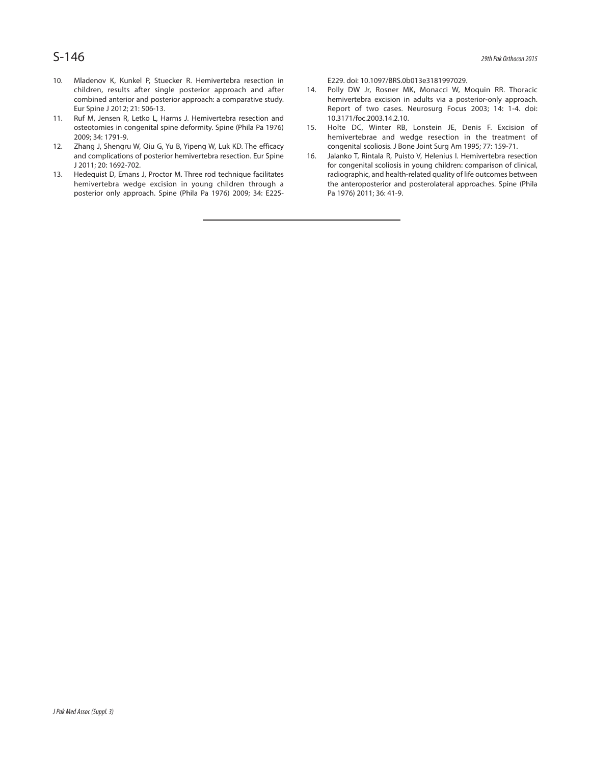10. Mladenov K, Kunkel P, Stuecker R. Hemivertebra resection in children, results after single posterior approach and after combined anterior and posterior approach: a comparative study. Eur Spine J 2012; 21: 506-13.
11. Ruf M, Jensen R, Letko L, Harms J. Hemivertebra resection and osteotomies in congenital spine deformity. Spine (Phila Pa 1976) 2009; 34: 1791-9.
12. Zhang J, Shengru W, Qiu G, Yu B, Yipeng W, Luk KD. The efficacy and complications of posterior hemivertebra resection. Eur Spine J 2011; 20: 1692-702.
13. Hedequist D, Emans J, Proctor M. Three rod technique facilitates hemivertebra wedge excision in young children through a posterior only approach. Spine (Phila Pa 1976) 2009; 34: E225-E229. doi: 10.1097/BRS.0b013e3181997029.
14. Polly DW Jr, Rosner MK, Monacci W, Moquin RR. Thoracic hemivertebra excision in adults via a posterior-only approach. Report of two cases. Neurosurg Focus 2003; 14: 1-4. doi: 10.3171/foc.2003.14.2.10.
15. Holte DC, Winter RB, Lonstein JE, Denis F. Excision of hemivertebrae and wedge resection in the treatment of congenital scoliosis. J Bone Joint Surg Am 1995; 77: 159-71.
16. Jalanko T, Rintala R, Puisto V, Helenius I. Hemivertebra resection for congenital scoliosis in young children: comparison of clinical, radiographic, and health-related quality of life outcomes between the anteroposterior and posterolateral approaches. Spine (Phila Pa 1976) 2011; 36: 41-9.